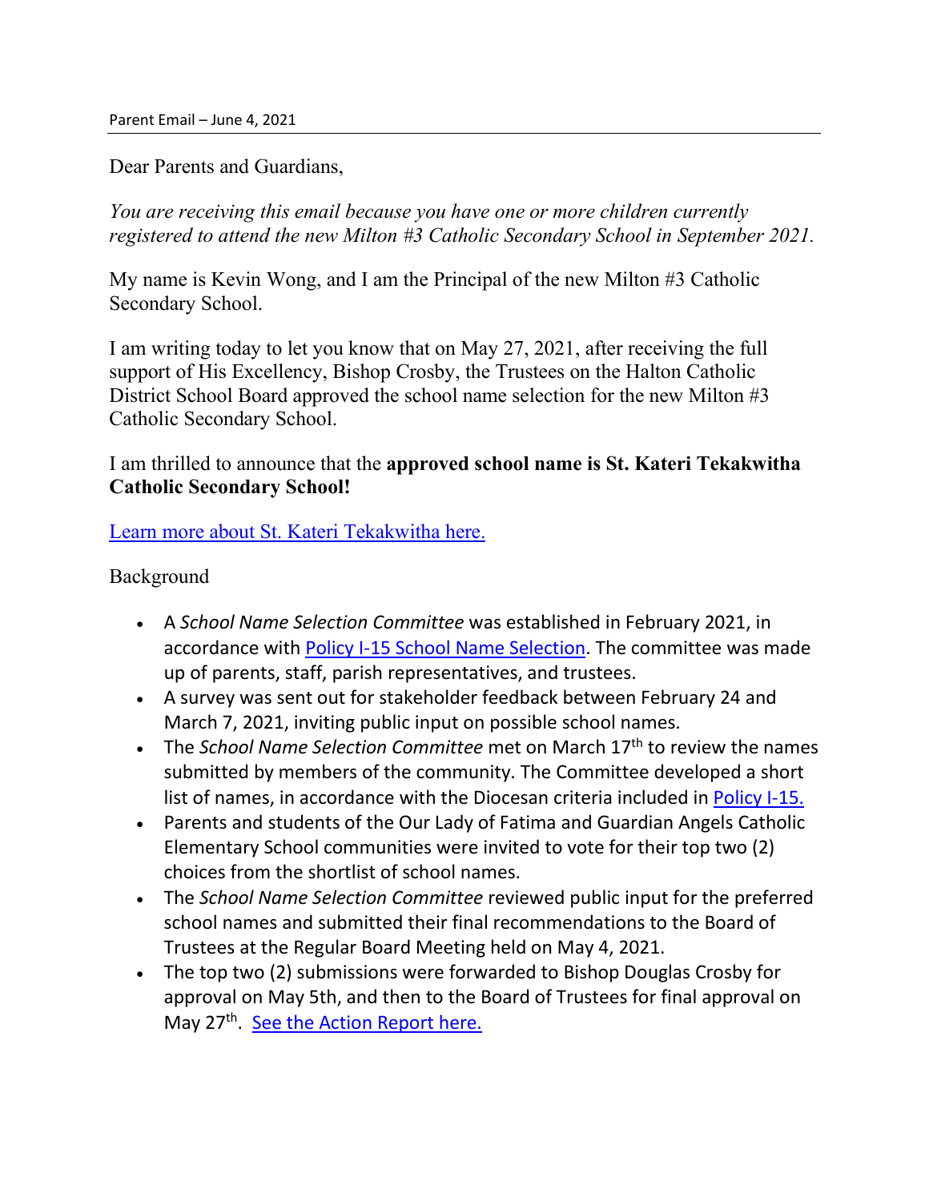Parent Email – June 4, 2021

Dear Parents and Guardians,

*You are receiving this email because you have one or more children currently registered to attend the new Milton #3 Catholic Secondary School in September 2021.*

My name is Kevin Wong, and I am the Principal of the new Milton #3 Catholic Secondary School.

I am writing today to let you know that on May 27, 2021, after receiving the full support of His Excellency, Bishop Crosby, the Trustees on the Halton Catholic District School Board approved the school name selection for the new Milton #3 Catholic Secondary School.

I am thrilled to announce that the **approved school name is St. Kateri Tekakwitha Catholic Secondary School!**

Learn more about St. Kateri Tekakwitha here.

Background

- A *School Name Selection Committee* was established in February 2021, in accordance with Policy I-15 School Name Selection. The committee was made up of parents, staff, parish representatives, and trustees.
- A survey was sent out for stakeholder feedback between February 24 and March 7, 2021, inviting public input on possible school names.
- The *School Name Selection Committee* met on March 17th to review the names submitted by members of the community. The Committee developed a short list of names, in accordance with the Diocesan criteria included in Policy I-15.
- Parents and students of the Our Lady of Fatima and Guardian Angels Catholic Elementary School communities were invited to vote for their top two (2) choices from the shortlist of school names.
- The *School Name Selection Committee* reviewed public input for the preferred school names and submitted their final recommendations to the Board of Trustees at the Regular Board Meeting held on May 4, 2021.
- The top two (2) submissions were forwarded to Bishop Douglas Crosby for approval on May 5th, and then to the Board of Trustees for final approval on May 27th. See the Action Report here.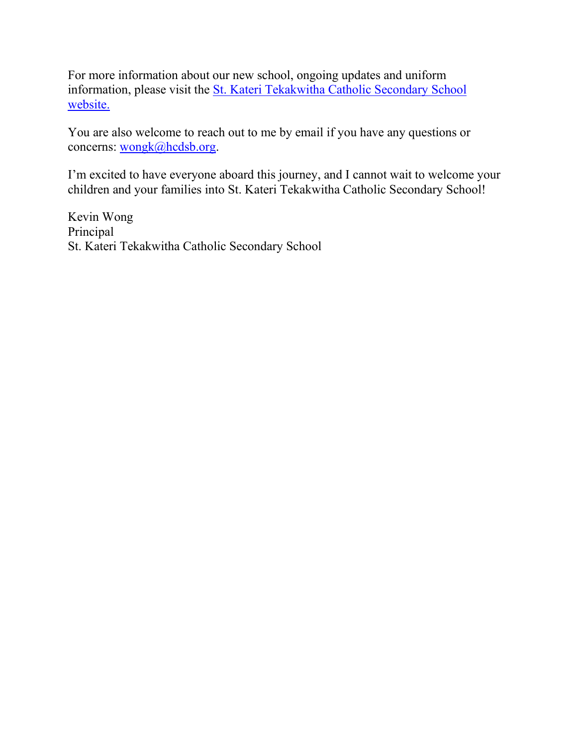For more information about our new school, ongoing updates and uniform information, please visit the [St. Kateri Tekakwitha Catholic Secondary School website.]

You are also welcome to reach out to me by email if you have any questions or concerns: wongk@hcdsb.org.

I'm excited to have everyone aboard this journey, and I cannot wait to welcome your children and your families into St. Kateri Tekakwitha Catholic Secondary School!

Kevin Wong
Principal
St. Kateri Tekakwitha Catholic Secondary School